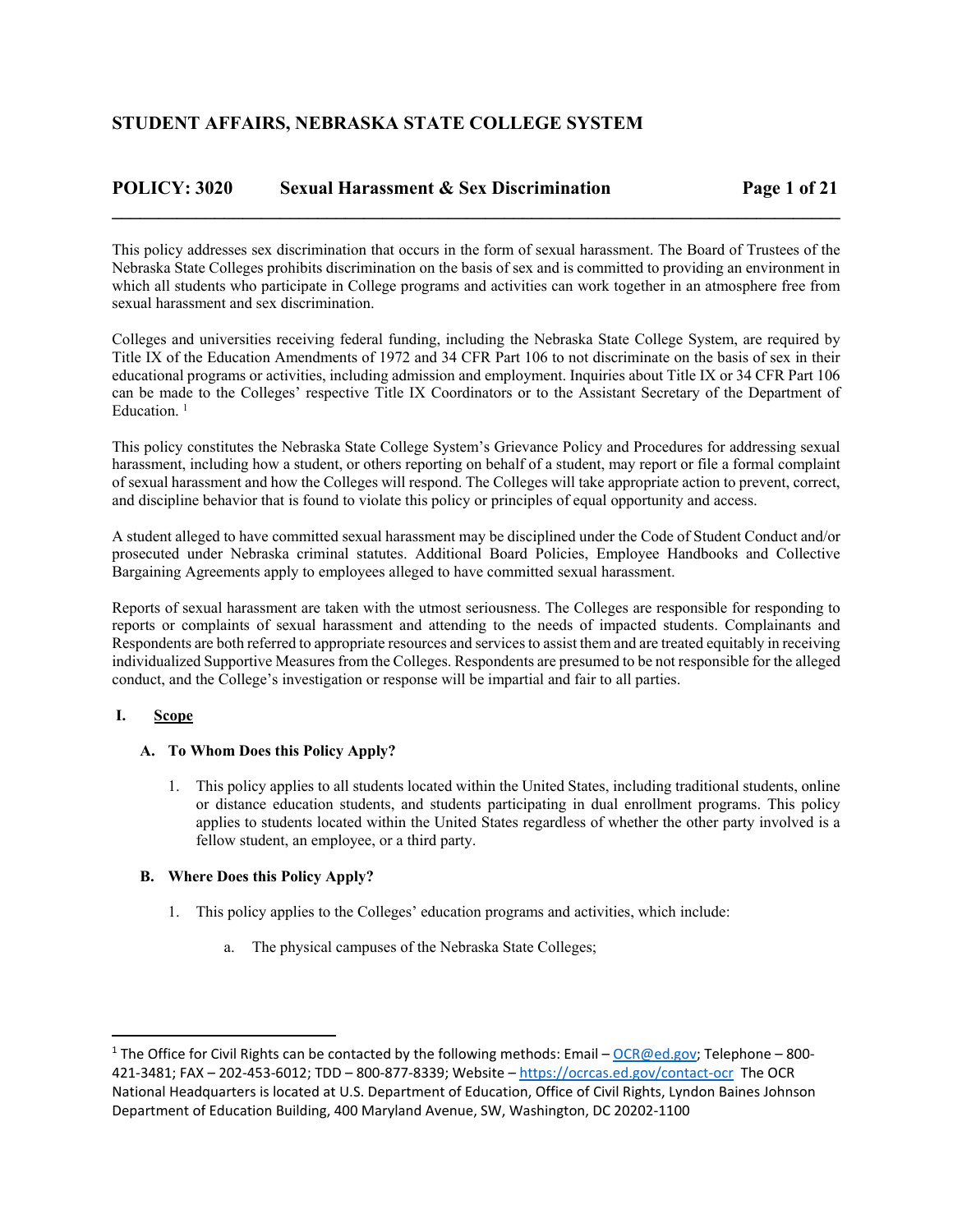# STUDENT AFFAIRS, NEBRASKA STATE COLLEGE SYSTEM

## POLICY: 3020 Sexual Harassment & Sex Discrimination

This policy addresses sex discrimination that occurs in the form of sexual harassment. The Board of Trustees of the Nebraska State Colleges prohibits discrimination on the basis of sex and is committed to providing an environment in which all students who participate in College programs and activities can work together in an atmosphere free from sexual harassment and sex discrimination.

Colleges and universities receiving federal funding, including the Nebraska State College System, are required by Title IX of the Education Amendments of 1972 and 34 CFR Part 106 to not discriminate on the basis of sex in their educational programs or activities, including admission and employment. Inquiries about Title IX or 34 CFR Part 106 can be made to the Colleges' respective Title IX Coordinators or to the Assistant Secretary of the Department of Education. [1]

This policy constitutes the Nebraska State College System's Grievance Policy and Procedures for addressing sexual harassment, including how a student, or others reporting on behalf of a student, may report or file a formal complaint of sexual harassment and how the Colleges will respond. The Colleges will take appropriate action to prevent, correct, and discipline behavior that is found to violate this policy or principles of equal opportunity and access.

A student alleged to have committed sexual harassment may be disciplined under the Code of Student Conduct and/or prosecuted under Nebraska criminal statutes. Additional Board Policies, Employee Handbooks and Collective Bargaining Agreements apply to employees alleged to have committed sexual harassment.

Reports of sexual harassment are taken with the utmost seriousness. The Colleges are responsible for responding to reports or complaints of sexual harassment and attending to the needs of impacted students. Complainants and Respondents are both referred to appropriate resources and services to assist them and are treated equitably in receiving individualized Supportive Measures from the Colleges. Respondents are presumed to be not responsible for the alleged conduct, and the College's investigation or response will be impartial and fair to all parties.

### I. Scope

#### A. To Whom Does this Policy Apply?

1. This policy applies to all students located within the United States, including traditional students, online or distance education students, and students participating in dual enrollment programs. This policy applies to students located within the United States regardless of whether the other party involved is a fellow student, an employee, or a third party.

#### B. Where Does this Policy Apply?

1. This policy applies to the Colleges' education programs and activities, which include:

   a. The physical campuses of the Nebraska State Colleges;

---

[1] The Office for Civil Rights can be contacted by the following methods: Email – OCR@ed.gov; Telephone – 800-421-3481; FAX – 202-453-6012; TDD – 800-877-8339; Website – https://ocrcas.ed.gov/contact-ocr The OCR National Headquarters is located at U.S. Department of Education, Office of Civil Rights, Lyndon Baines Johnson Department of Education Building, 400 Maryland Avenue, SW, Washington, DC 20202-1100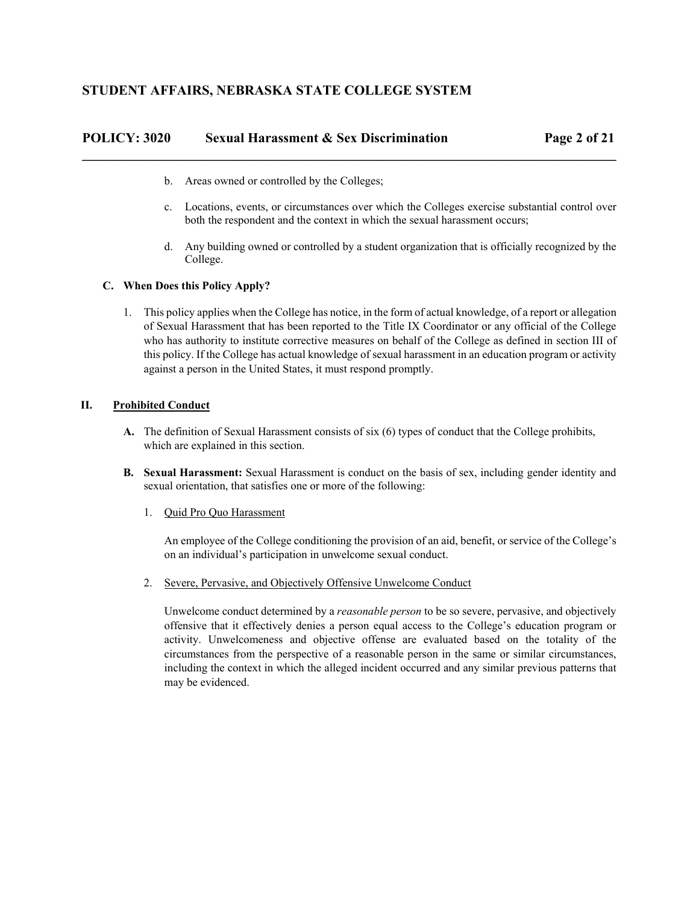b. Areas owned or controlled by the Colleges;

c. Locations, events, or circumstances over which the Colleges exercise substantial control over both the respondent and the context in which the sexual harassment occurs;

d. Any building owned or controlled by a student organization that is officially recognized by the College.

### C. When Does this Policy Apply?

1. This policy applies when the College has notice, in the form of actual knowledge, of a report or allegation of Sexual Harassment that has been reported to the Title IX Coordinator or any official of the College who has authority to institute corrective measures on behalf of the College as defined in section III of this policy. If the College has actual knowledge of sexual harassment in an education program or activity against a person in the United States, it must respond promptly.

## II. Prohibited Conduct

**A.** The definition of Sexual Harassment consists of six (6) types of conduct that the College prohibits, which are explained in this section.

**B. Sexual Harassment:** Sexual Harassment is conduct on the basis of sex, including gender identity and sexual orientation, that satisfies one or more of the following:

1. Quid Pro Quo Harassment

   An employee of the College conditioning the provision of an aid, benefit, or service of the College's on an individual's participation in unwelcome sexual conduct.

2. Severe, Pervasive, and Objectively Offensive Unwelcome Conduct

   Unwelcome conduct determined by a *reasonable person* to be so severe, pervasive, and objectively offensive that it effectively denies a person equal access to the College's education program or activity. Unwelcomeness and objective offense are evaluated based on the totality of the circumstances from the perspective of a reasonable person in the same or similar circumstances, including the context in which the alleged incident occurred and any similar previous patterns that may be evidenced.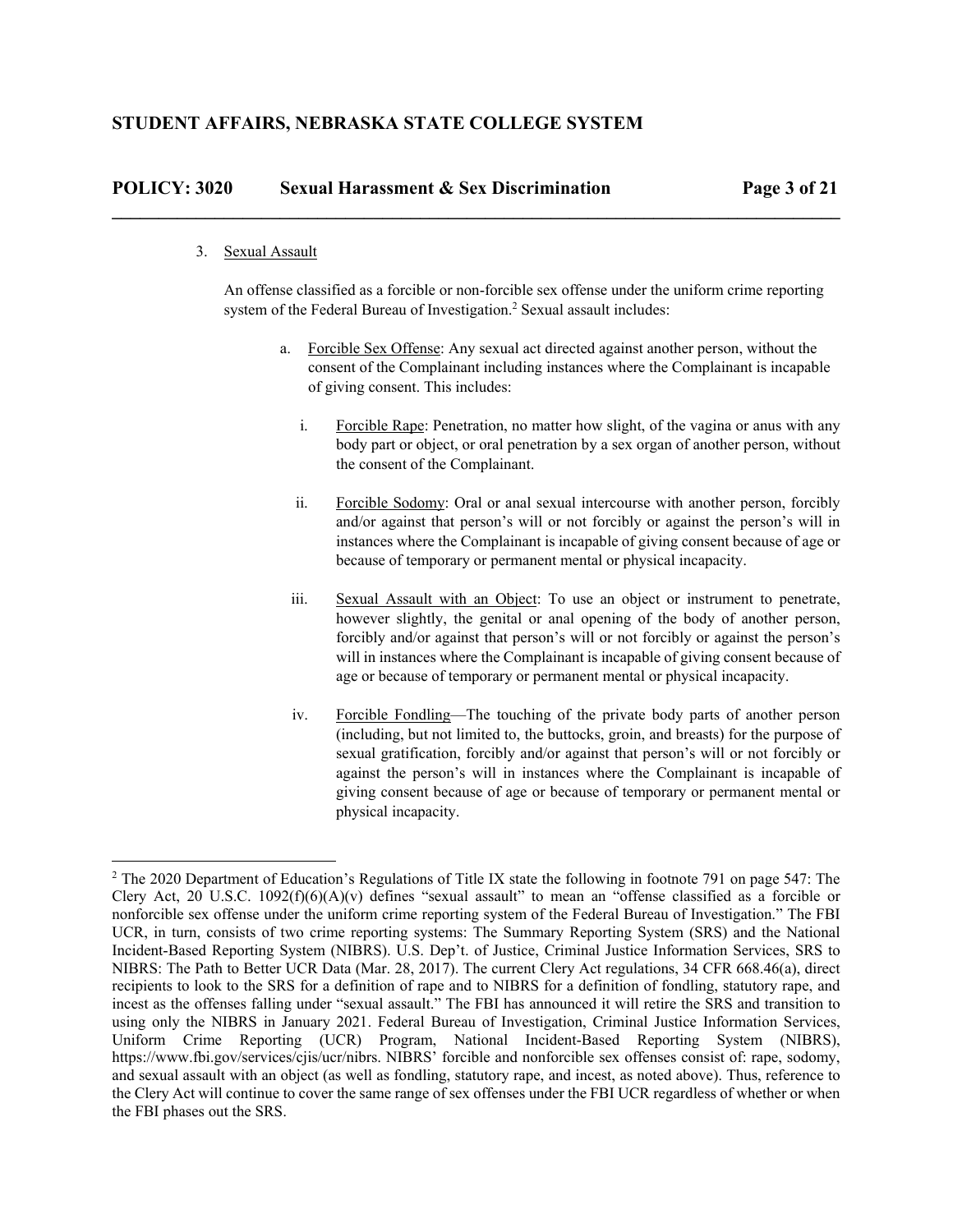3. Sexual Assault

   An offense classified as a forcible or non-forcible sex offense under the uniform crime reporting system of the Federal Bureau of Investigation.[2] Sexual assault includes:

   a. Forcible Sex Offense: Any sexual act directed against another person, without the consent of the Complainant including instances where the Complainant is incapable of giving consent. This includes:

      i. Forcible Rape: Penetration, no matter how slight, of the vagina or anus with any body part or object, or oral penetration by a sex organ of another person, without the consent of the Complainant.

      ii. Forcible Sodomy: Oral or anal sexual intercourse with another person, forcibly and/or against that person's will or not forcibly or against the person's will in instances where the Complainant is incapable of giving consent because of age or because of temporary or permanent mental or physical incapacity.

      iii. Sexual Assault with an Object: To use an object or instrument to penetrate, however slightly, the genital or anal opening of the body of another person, forcibly and/or against that person's will or not forcibly or against the person's will in instances where the Complainant is incapable of giving consent because of age or because of temporary or permanent mental or physical incapacity.

      iv. Forcible Fondling—The touching of the private body parts of another person (including, but not limited to, the buttocks, groin, and breasts) for the purpose of sexual gratification, forcibly and/or against that person's will or not forcibly or against the person's will in instances where the Complainant is incapable of giving consent because of age or because of temporary or permanent mental or physical incapacity.

---

[2] The 2020 Department of Education's Regulations of Title IX state the following in footnote 791 on page 547: The Clery Act, 20 U.S.C. 1092(f)(6)(A)(v) defines "sexual assault" to mean an "offense classified as a forcible or nonforcible sex offense under the uniform crime reporting system of the Federal Bureau of Investigation." The FBI UCR, in turn, consists of two crime reporting systems: The Summary Reporting System (SRS) and the National Incident-Based Reporting System (NIBRS). U.S. Dep't. of Justice, Criminal Justice Information Services, SRS to NIBRS: The Path to Better UCR Data (Mar. 28, 2017). The current Clery Act regulations, 34 CFR 668.46(a), direct recipients to look to the SRS for a definition of rape and to NIBRS for a definition of fondling, statutory rape, and incest as the offenses falling under "sexual assault." The FBI has announced it will retire the SRS and transition to using only the NIBRS in January 2021. Federal Bureau of Investigation, Criminal Justice Information Services, Uniform Crime Reporting (UCR) Program, National Incident-Based Reporting System (NIBRS), https://www.fbi.gov/services/cjis/ucr/nibrs. NIBRS' forcible and nonforcible sex offenses consist of: rape, sodomy, and sexual assault with an object (as well as fondling, statutory rape, and incest, as noted above). Thus, reference to the Clery Act will continue to cover the same range of sex offenses under the FBI UCR regardless of whether or when the FBI phases out the SRS.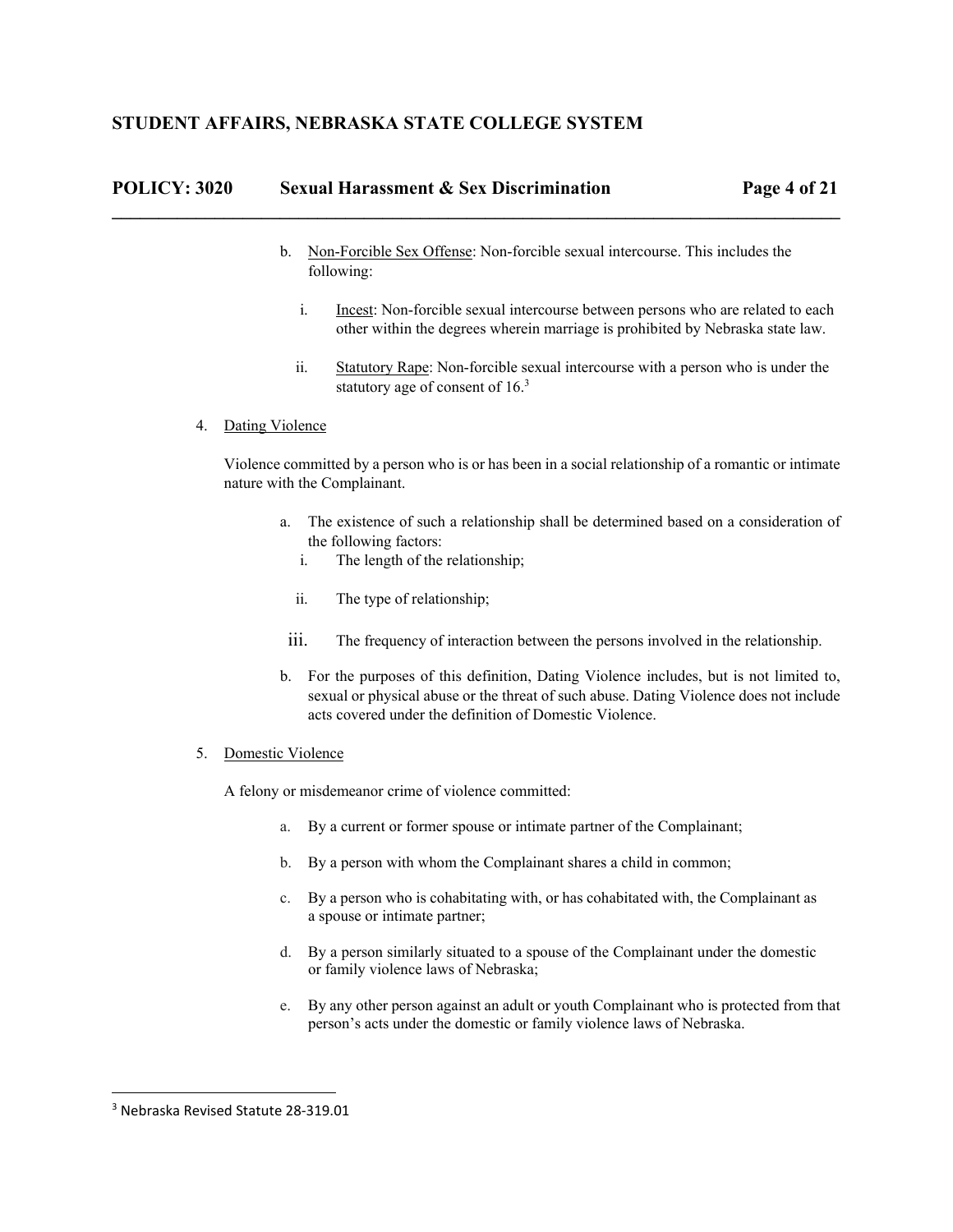b. Non-Forcible Sex Offense: Non-forcible sexual intercourse. This includes the following:

   i. Incest: Non-forcible sexual intercourse between persons who are related to each other within the degrees wherein marriage is prohibited by Nebraska state law.

   ii. Statutory Rape: Non-forcible sexual intercourse with a person who is under the statutory age of consent of 16.[3]

4. Dating Violence

Violence committed by a person who is or has been in a social relationship of a romantic or intimate nature with the Complainant.

a. The existence of such a relationship shall be determined based on a consideration of the following factors:

   i. The length of the relationship;

   ii. The type of relationship;

   iii. The frequency of interaction between the persons involved in the relationship.

b. For the purposes of this definition, Dating Violence includes, but is not limited to, sexual or physical abuse or the threat of such abuse. Dating Violence does not include acts covered under the definition of Domestic Violence.

5. Domestic Violence

A felony or misdemeanor crime of violence committed:

a. By a current or former spouse or intimate partner of the Complainant;

b. By a person with whom the Complainant shares a child in common;

c. By a person who is cohabitating with, or has cohabitated with, the Complainant as a spouse or intimate partner;

d. By a person similarly situated to a spouse of the Complainant under the domestic or family violence laws of Nebraska;

e. By any other person against an adult or youth Complainant who is protected from that person's acts under the domestic or family violence laws of Nebraska.

---

[3] Nebraska Revised Statute 28-319.01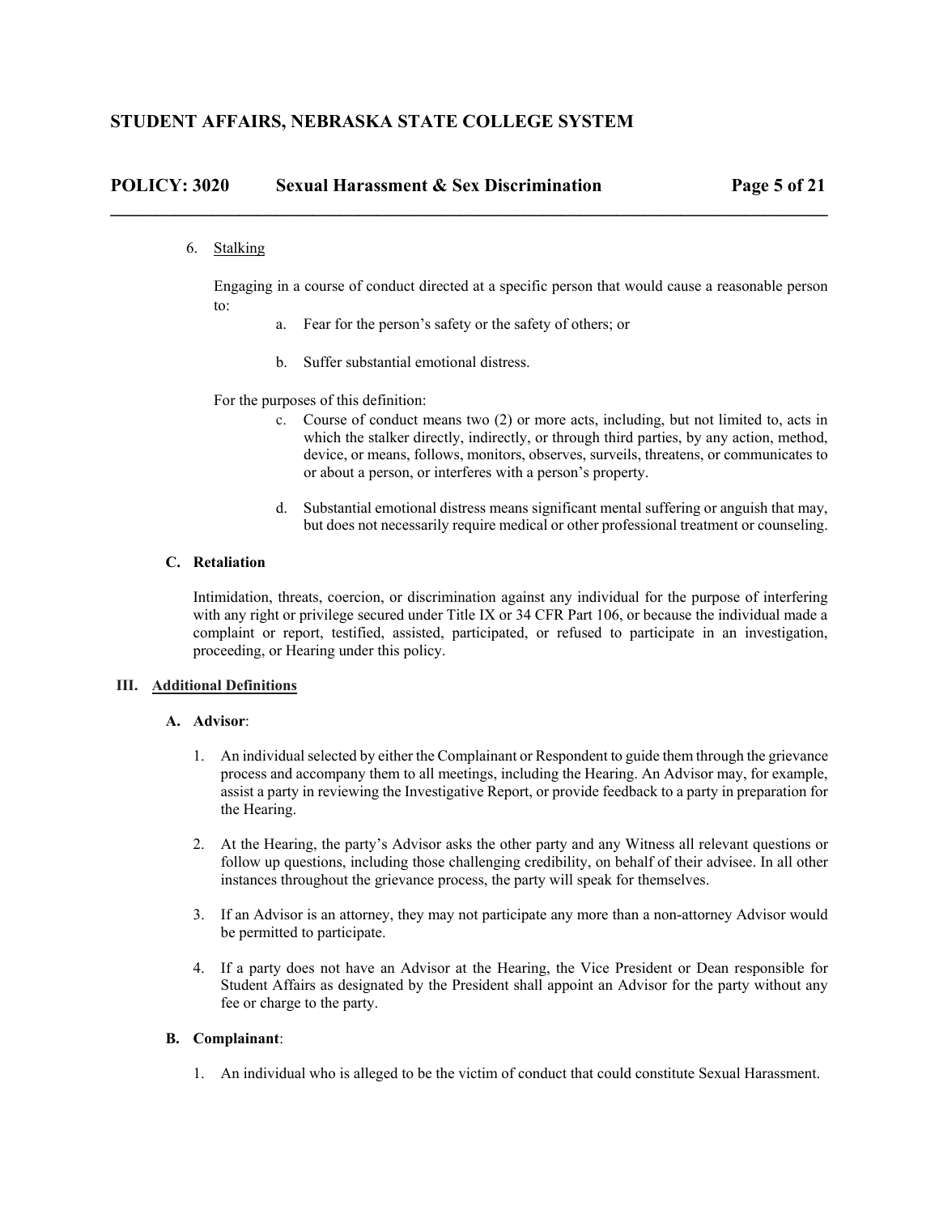6. Stalking

   Engaging in a course of conduct directed at a specific person that would cause a reasonable person to:

   a. Fear for the person's safety or the safety of others; or

   b. Suffer substantial emotional distress.

   For the purposes of this definition:

   c. Course of conduct means two (2) or more acts, including, but not limited to, acts in which the stalker directly, indirectly, or through third parties, by any action, method, device, or means, follows, monitors, observes, surveils, threatens, or communicates to or about a person, or interferes with a person's property.

   d. Substantial emotional distress means significant mental suffering or anguish that may, but does not necessarily require medical or other professional treatment or counseling.

**C. Retaliation**

Intimidation, threats, coercion, or discrimination against any individual for the purpose of interfering with any right or privilege secured under Title IX or 34 CFR Part 106, or because the individual made a complaint or report, testified, assisted, participated, or refused to participate in an investigation, proceeding, or Hearing under this policy.

## III. Additional Definitions

**A. Advisor**:

1. An individual selected by either the Complainant or Respondent to guide them through the grievance process and accompany them to all meetings, including the Hearing. An Advisor may, for example, assist a party in reviewing the Investigative Report, or provide feedback to a party in preparation for the Hearing.

2. At the Hearing, the party's Advisor asks the other party and any Witness all relevant questions or follow up questions, including those challenging credibility, on behalf of their advisee. In all other instances throughout the grievance process, the party will speak for themselves.

3. If an Advisor is an attorney, they may not participate any more than a non-attorney Advisor would be permitted to participate.

4. If a party does not have an Advisor at the Hearing, the Vice President or Dean responsible for Student Affairs as designated by the President shall appoint an Advisor for the party without any fee or charge to the party.

**B. Complainant**:

1. An individual who is alleged to be the victim of conduct that could constitute Sexual Harassment.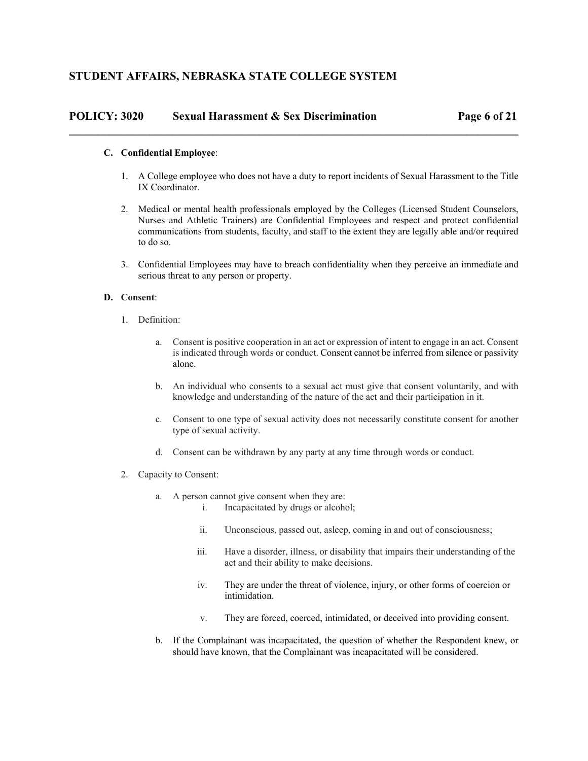**C. Confidential Employee**:

1. A College employee who does not have a duty to report incidents of Sexual Harassment to the Title IX Coordinator.

2. Medical or mental health professionals employed by the Colleges (Licensed Student Counselors, Nurses and Athletic Trainers) are Confidential Employees and respect and protect confidential communications from students, faculty, and staff to the extent they are legally able and/or required to do so.

3. Confidential Employees may have to breach confidentiality when they perceive an immediate and serious threat to any person or property.

**D. Consent**:

1. Definition:

    a. Consent is positive cooperation in an act or expression of intent to engage in an act. Consent is indicated through words or conduct. Consent cannot be inferred from silence or passivity alone.

    b. An individual who consents to a sexual act must give that consent voluntarily, and with knowledge and understanding of the nature of the act and their participation in it.

    c. Consent to one type of sexual activity does not necessarily constitute consent for another type of sexual activity.

    d. Consent can be withdrawn by any party at any time through words or conduct.

2. Capacity to Consent:

    a. A person cannot give consent when they are:

        i. Incapacitated by drugs or alcohol;

        ii. Unconscious, passed out, asleep, coming in and out of consciousness;

        iii. Have a disorder, illness, or disability that impairs their understanding of the act and their ability to make decisions.

        iv. They are under the threat of violence, injury, or other forms of coercion or intimidation.

        v. They are forced, coerced, intimidated, or deceived into providing consent.

    b. If the Complainant was incapacitated, the question of whether the Respondent knew, or should have known, that the Complainant was incapacitated will be considered.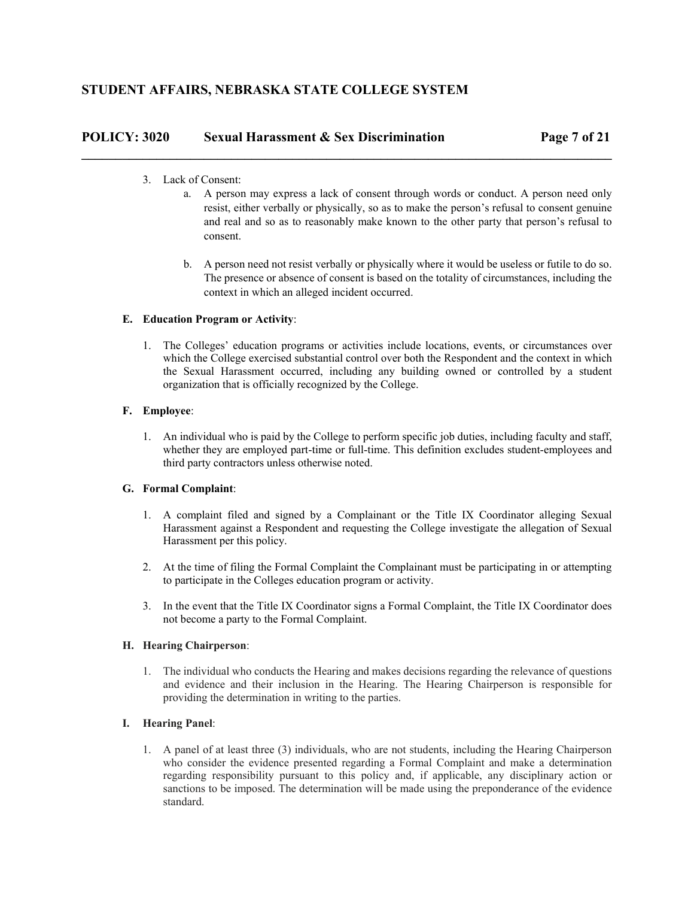3. Lack of Consent:
    a. A person may express a lack of consent through words or conduct. A person need only resist, either verbally or physically, so as to make the person's refusal to consent genuine and real and so as to reasonably make known to the other party that person's refusal to consent.

    b. A person need not resist verbally or physically where it would be useless or futile to do so. The presence or absence of consent is based on the totality of circumstances, including the context in which an alleged incident occurred.

**E. Education Program or Activity**:

1. The Colleges' education programs or activities include locations, events, or circumstances over which the College exercised substantial control over both the Respondent and the context in which the Sexual Harassment occurred, including any building owned or controlled by a student organization that is officially recognized by the College.

**F. Employee**:

1. An individual who is paid by the College to perform specific job duties, including faculty and staff, whether they are employed part-time or full-time. This definition excludes student-employees and third party contractors unless otherwise noted.

**G. Formal Complaint**:

1. A complaint filed and signed by a Complainant or the Title IX Coordinator alleging Sexual Harassment against a Respondent and requesting the College investigate the allegation of Sexual Harassment per this policy.

2. At the time of filing the Formal Complaint the Complainant must be participating in or attempting to participate in the Colleges education program or activity.

3. In the event that the Title IX Coordinator signs a Formal Complaint, the Title IX Coordinator does not become a party to the Formal Complaint.

**H. Hearing Chairperson**:

1. The individual who conducts the Hearing and makes decisions regarding the relevance of questions and evidence and their inclusion in the Hearing. The Hearing Chairperson is responsible for providing the determination in writing to the parties.

**I. Hearing Panel**:

1. A panel of at least three (3) individuals, who are not students, including the Hearing Chairperson who consider the evidence presented regarding a Formal Complaint and make a determination regarding responsibility pursuant to this policy and, if applicable, any disciplinary action or sanctions to be imposed. The determination will be made using the preponderance of the evidence standard.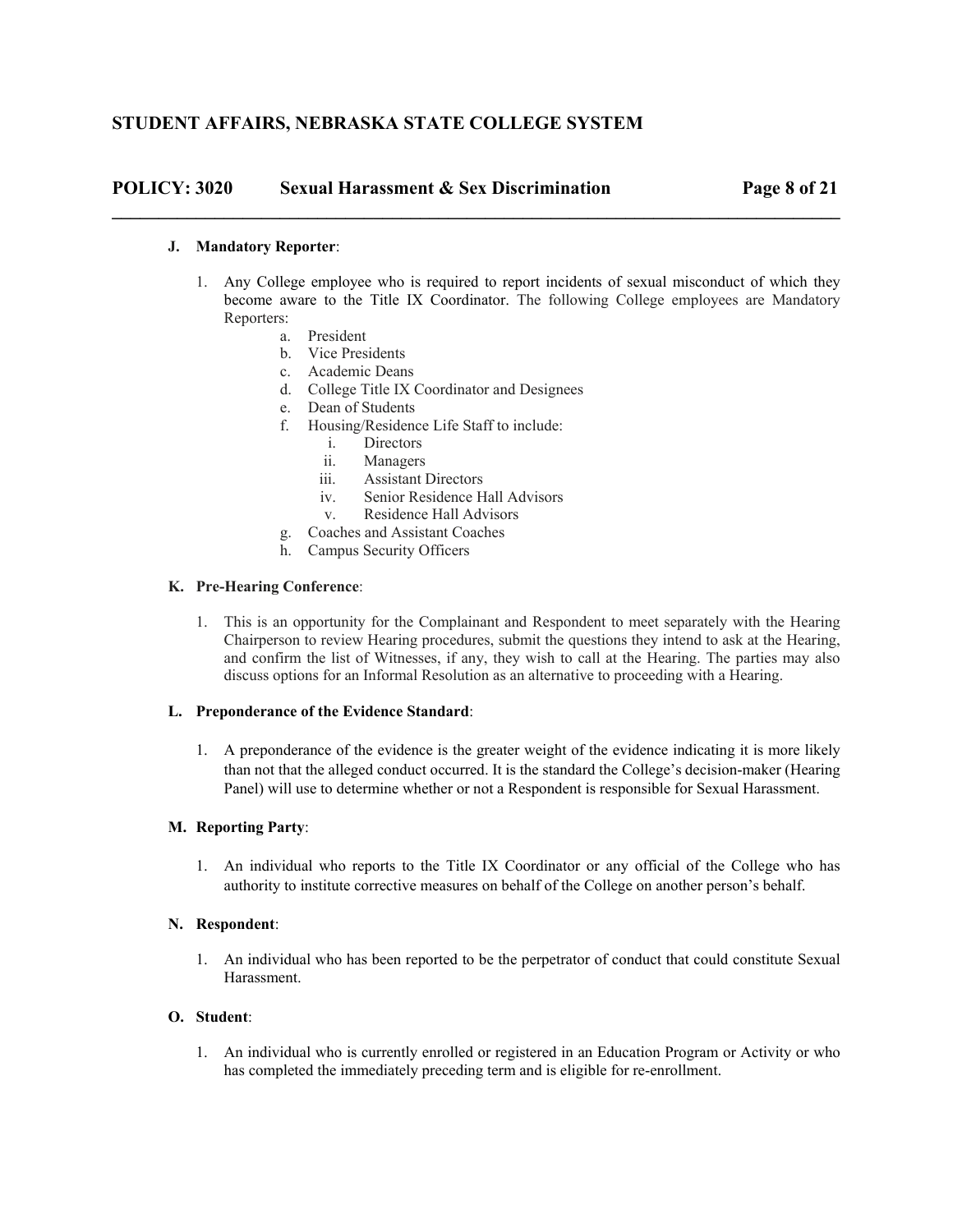**J. Mandatory Reporter**:

1. Any College employee who is required to report incidents of sexual misconduct of which they become aware to the Title IX Coordinator. The following College employees are Mandatory Reporters:
    a. President
    b. Vice Presidents
    c. Academic Deans
    d. College Title IX Coordinator and Designees
    e. Dean of Students
    f. Housing/Residence Life Staff to include:
        i. Directors
        ii. Managers
        iii. Assistant Directors
        iv. Senior Residence Hall Advisors
        v. Residence Hall Advisors
    g. Coaches and Assistant Coaches
    h. Campus Security Officers

**K. Pre-Hearing Conference**:

1. This is an opportunity for the Complainant and Respondent to meet separately with the Hearing Chairperson to review Hearing procedures, submit the questions they intend to ask at the Hearing, and confirm the list of Witnesses, if any, they wish to call at the Hearing. The parties may also discuss options for an Informal Resolution as an alternative to proceeding with a Hearing.

**L. Preponderance of the Evidence Standard**:

1. A preponderance of the evidence is the greater weight of the evidence indicating it is more likely than not that the alleged conduct occurred. It is the standard the College's decision-maker (Hearing Panel) will use to determine whether or not a Respondent is responsible for Sexual Harassment.

**M. Reporting Party**:

1. An individual who reports to the Title IX Coordinator or any official of the College who has authority to institute corrective measures on behalf of the College on another person's behalf.

**N. Respondent**:

1. An individual who has been reported to be the perpetrator of conduct that could constitute Sexual Harassment.

**O. Student**:

1. An individual who is currently enrolled or registered in an Education Program or Activity or who has completed the immediately preceding term and is eligible for re-enrollment.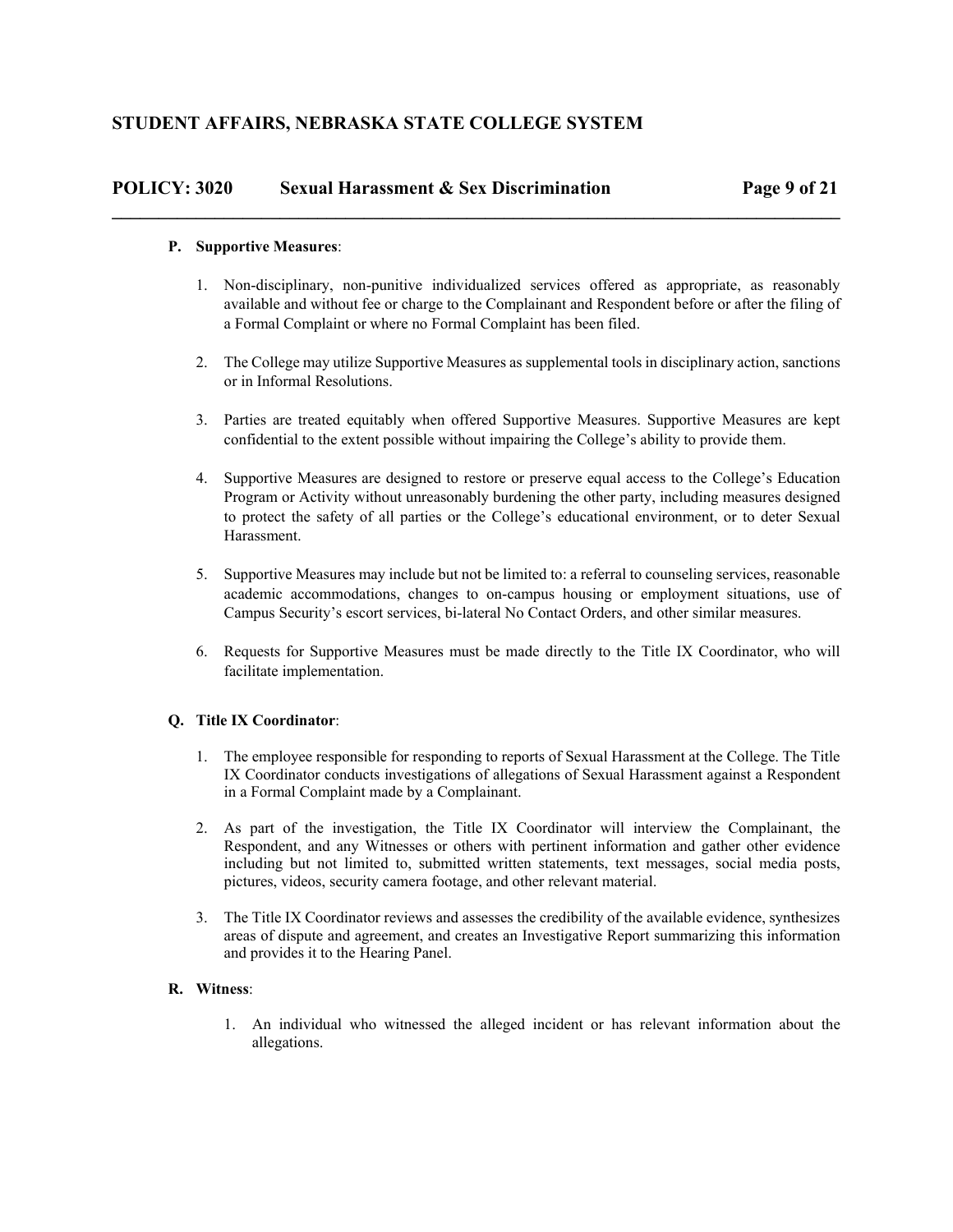**P. Supportive Measures**:

1. Non-disciplinary, non-punitive individualized services offered as appropriate, as reasonably available and without fee or charge to the Complainant and Respondent before or after the filing of a Formal Complaint or where no Formal Complaint has been filed.

2. The College may utilize Supportive Measures as supplemental tools in disciplinary action, sanctions or in Informal Resolutions.

3. Parties are treated equitably when offered Supportive Measures. Supportive Measures are kept confidential to the extent possible without impairing the College's ability to provide them.

4. Supportive Measures are designed to restore or preserve equal access to the College's Education Program or Activity without unreasonably burdening the other party, including measures designed to protect the safety of all parties or the College's educational environment, or to deter Sexual Harassment.

5. Supportive Measures may include but not be limited to: a referral to counseling services, reasonable academic accommodations, changes to on-campus housing or employment situations, use of Campus Security's escort services, bi-lateral No Contact Orders, and other similar measures.

6. Requests for Supportive Measures must be made directly to the Title IX Coordinator, who will facilitate implementation.

**Q. Title IX Coordinator**:

1. The employee responsible for responding to reports of Sexual Harassment at the College. The Title IX Coordinator conducts investigations of allegations of Sexual Harassment against a Respondent in a Formal Complaint made by a Complainant.

2. As part of the investigation, the Title IX Coordinator will interview the Complainant, the Respondent, and any Witnesses or others with pertinent information and gather other evidence including but not limited to, submitted written statements, text messages, social media posts, pictures, videos, security camera footage, and other relevant material.

3. The Title IX Coordinator reviews and assesses the credibility of the available evidence, synthesizes areas of dispute and agreement, and creates an Investigative Report summarizing this information and provides it to the Hearing Panel.

**R. Witness**:

1. An individual who witnessed the alleged incident or has relevant information about the allegations.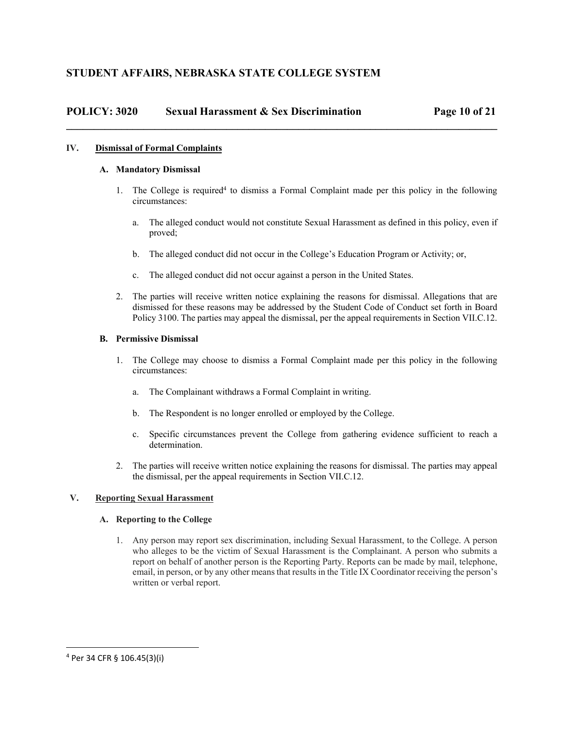## IV. Dismissal of Formal Complaints

### A. Mandatory Dismissal

1. The College is required[4] to dismiss a Formal Complaint made per this policy in the following circumstances:

   a. The alleged conduct would not constitute Sexual Harassment as defined in this policy, even if proved;

   b. The alleged conduct did not occur in the College's Education Program or Activity; or,

   c. The alleged conduct did not occur against a person in the United States.

2. The parties will receive written notice explaining the reasons for dismissal. Allegations that are dismissed for these reasons may be addressed by the Student Code of Conduct set forth in Board Policy 3100. The parties may appeal the dismissal, per the appeal requirements in Section VII.C.12.

### B. Permissive Dismissal

1. The College may choose to dismiss a Formal Complaint made per this policy in the following circumstances:

   a. The Complainant withdraws a Formal Complaint in writing.

   b. The Respondent is no longer enrolled or employed by the College.

   c. Specific circumstances prevent the College from gathering evidence sufficient to reach a determination.

2. The parties will receive written notice explaining the reasons for dismissal. The parties may appeal the dismissal, per the appeal requirements in Section VII.C.12.

## V. Reporting Sexual Harassment

### A. Reporting to the College

1. Any person may report sex discrimination, including Sexual Harassment, to the College. A person who alleges to be the victim of Sexual Harassment is the Complainant. A person who submits a report on behalf of another person is the Reporting Party. Reports can be made by mail, telephone, email, in person, or by any other means that results in the Title IX Coordinator receiving the person's written or verbal report.

---

[4] Per 34 CFR § 106.45(3)(i)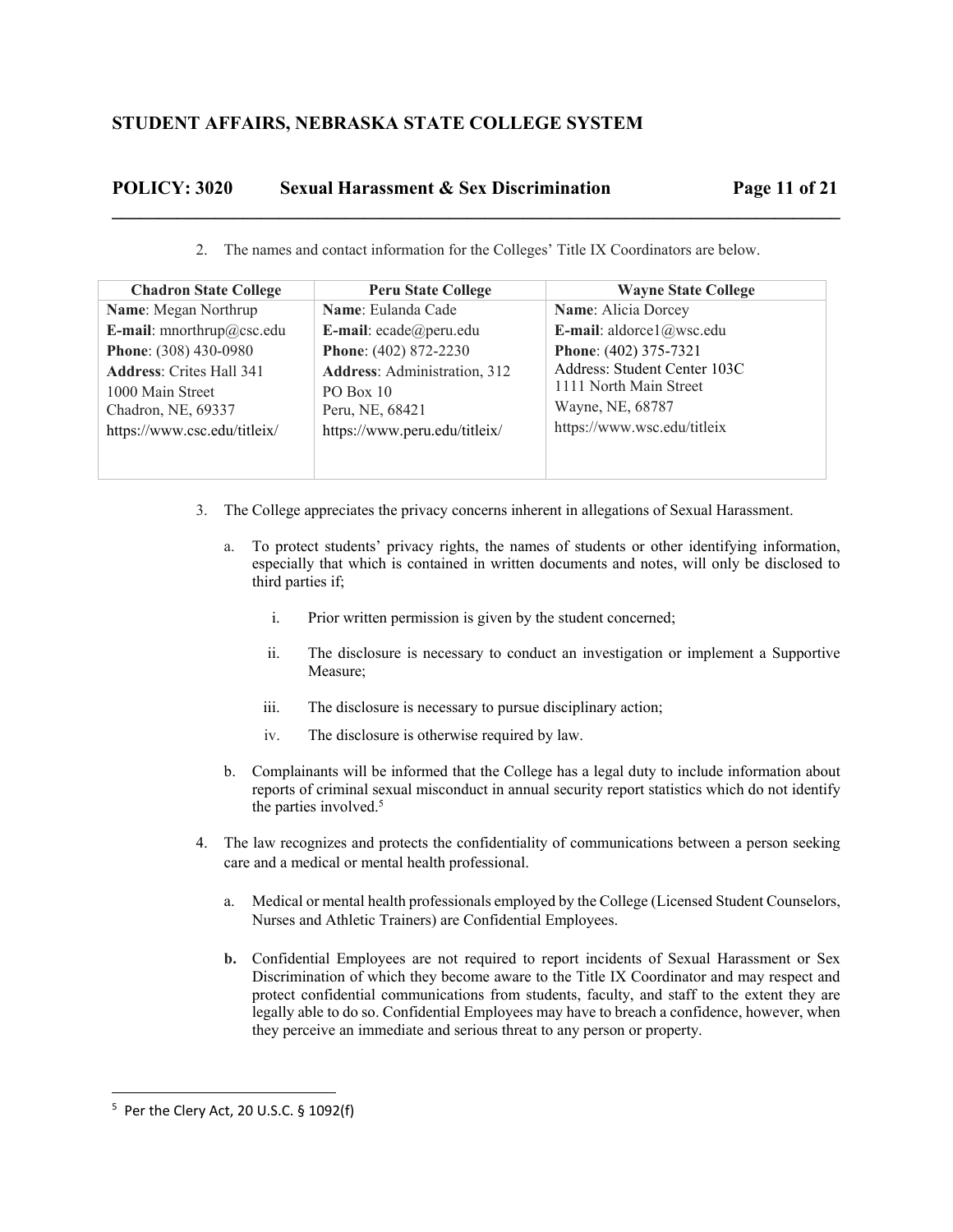2. The names and contact information for the Colleges' Title IX Coordinators are below.

| Chadron State College | Peru State College | Wayne State College |
|---|---|---|
| **Name**: Megan Northrup<br>**E-mail**: mnorthrup@csc.edu<br>**Phone**: (308) 430-0980<br>**Address**: Crites Hall 341<br>1000 Main Street<br>Chadron, NE, 69337<br>https://www.csc.edu/titleix/ | **Name**: Eulanda Cade<br>**E-mail**: ecade@peru.edu<br>**Phone**: (402) 872-2230<br>**Address**: Administration, 312<br>PO Box 10<br>Peru, NE, 68421<br>https://www.peru.edu/titleix/ | **Name**: Alicia Dorcey<br>**E-mail**: aldorce1@wsc.edu<br>**Phone**: (402) 375-7321<br>Address: Student Center 103C<br>1111 North Main Street<br>Wayne, NE, 68787<br>https://www.wsc.edu/titleix |

3. The College appreciates the privacy concerns inherent in allegations of Sexual Harassment.

   a. To protect students' privacy rights, the names of students or other identifying information, especially that which is contained in written documents and notes, will only be disclosed to third parties if;

      i. Prior written permission is given by the student concerned;

      ii. The disclosure is necessary to conduct an investigation or implement a Supportive Measure;

      iii. The disclosure is necessary to pursue disciplinary action;

      iv. The disclosure is otherwise required by law.

   b. Complainants will be informed that the College has a legal duty to include information about reports of criminal sexual misconduct in annual security report statistics which do not identify the parties involved.[5]

4. The law recognizes and protects the confidentiality of communications between a person seeking care and a medical or mental health professional.

   a. Medical or mental health professionals employed by the College (Licensed Student Counselors, Nurses and Athletic Trainers) are Confidential Employees.

   **b.** Confidential Employees are not required to report incidents of Sexual Harassment or Sex Discrimination of which they become aware to the Title IX Coordinator and may respect and protect confidential communications from students, faculty, and staff to the extent they are legally able to do so. Confidential Employees may have to breach a confidence, however, when they perceive an immediate and serious threat to any person or property.

---

[5] Per the Clery Act, 20 U.S.C. § 1092(f)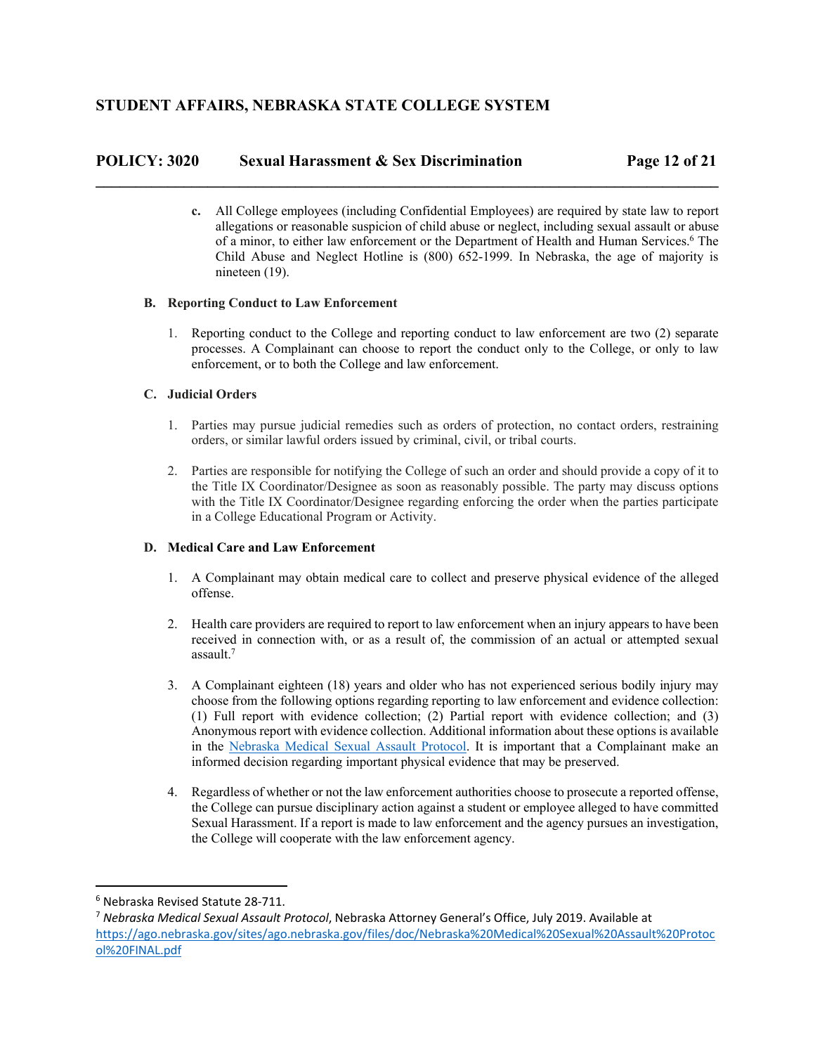c. All College employees (including Confidential Employees) are required by state law to report allegations or reasonable suspicion of child abuse or neglect, including sexual assault or abuse of a minor, to either law enforcement or the Department of Health and Human Services.[6] The Child Abuse and Neglect Hotline is (800) 652-1999. In Nebraska, the age of majority is nineteen (19).

### B. Reporting Conduct to Law Enforcement

1. Reporting conduct to the College and reporting conduct to law enforcement are two (2) separate processes. A Complainant can choose to report the conduct only to the College, or only to law enforcement, or to both the College and law enforcement.

### C. Judicial Orders

1. Parties may pursue judicial remedies such as orders of protection, no contact orders, restraining orders, or similar lawful orders issued by criminal, civil, or tribal courts.

2. Parties are responsible for notifying the College of such an order and should provide a copy of it to the Title IX Coordinator/Designee as soon as reasonably possible. The party may discuss options with the Title IX Coordinator/Designee regarding enforcing the order when the parties participate in a College Educational Program or Activity.

### D. Medical Care and Law Enforcement

1. A Complainant may obtain medical care to collect and preserve physical evidence of the alleged offense.

2. Health care providers are required to report to law enforcement when an injury appears to have been received in connection with, or as a result of, the commission of an actual or attempted sexual assault.[7]

3. A Complainant eighteen (18) years and older who has not experienced serious bodily injury may choose from the following options regarding reporting to law enforcement and evidence collection: (1) Full report with evidence collection; (2) Partial report with evidence collection; and (3) Anonymous report with evidence collection. Additional information about these options is available in the [Nebraska Medical Sexual Assault Protocol](https://ago.nebraska.gov/sites/ago.nebraska.gov/files/doc/Nebraska%20Medical%20Sexual%20Assault%20Protocol%20FINAL.pdf). It is important that a Complainant make an informed decision regarding important physical evidence that may be preserved.

4. Regardless of whether or not the law enforcement authorities choose to prosecute a reported offense, the College can pursue disciplinary action against a student or employee alleged to have committed Sexual Harassment. If a report is made to law enforcement and the agency pursues an investigation, the College will cooperate with the law enforcement agency.

---

[6] Nebraska Revised Statute 28-711.

[7] *Nebraska Medical Sexual Assault Protocol*, Nebraska Attorney General's Office, July 2019. Available at https://ago.nebraska.gov/sites/ago.nebraska.gov/files/doc/Nebraska%20Medical%20Sexual%20Assault%20Protocol%20FINAL.pdf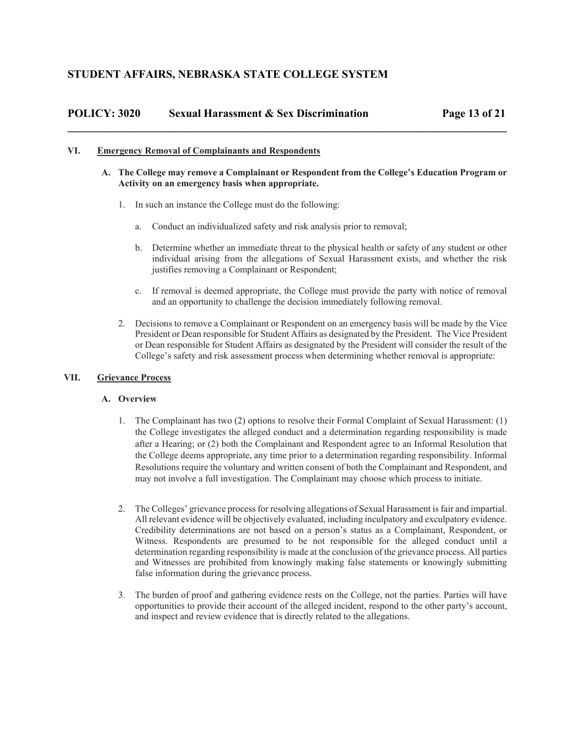## VI. Emergency Removal of Complainants and Respondents

### A. The College may remove a Complainant or Respondent from the College's Education Program or Activity on an emergency basis when appropriate.

1. In such an instance the College must do the following:

   a. Conduct an individualized safety and risk analysis prior to removal;

   b. Determine whether an immediate threat to the physical health or safety of any student or other individual arising from the allegations of Sexual Harassment exists, and whether the risk justifies removing a Complainant or Respondent;

   c. If removal is deemed appropriate, the College must provide the party with notice of removal and an opportunity to challenge the decision immediately following removal.

2. Decisions to remove a Complainant or Respondent on an emergency basis will be made by the Vice President or Dean responsible for Student Affairs as designated by the President. The Vice President or Dean responsible for Student Affairs as designated by the President will consider the result of the College's safety and risk assessment process when determining whether removal is appropriate:

## VII. Grievance Process

### A. Overview

1. The Complainant has two (2) options to resolve their Formal Complaint of Sexual Harassment: (1) the College investigates the alleged conduct and a determination regarding responsibility is made after a Hearing; or (2) both the Complainant and Respondent agree to an Informal Resolution that the College deems appropriate, any time prior to a determination regarding responsibility. Informal Resolutions require the voluntary and written consent of both the Complainant and Respondent, and may not involve a full investigation. The Complainant may choose which process to initiate.

2. The Colleges' grievance process for resolving allegations of Sexual Harassment is fair and impartial. All relevant evidence will be objectively evaluated, including inculpatory and exculpatory evidence. Credibility determinations are not based on a person's status as a Complainant, Respondent, or Witness. Respondents are presumed to be not responsible for the alleged conduct until a determination regarding responsibility is made at the conclusion of the grievance process. All parties and Witnesses are prohibited from knowingly making false statements or knowingly submitting false information during the grievance process.

3. The burden of proof and gathering evidence rests on the College, not the parties. Parties will have opportunities to provide their account of the alleged incident, respond to the other party's account, and inspect and review evidence that is directly related to the allegations.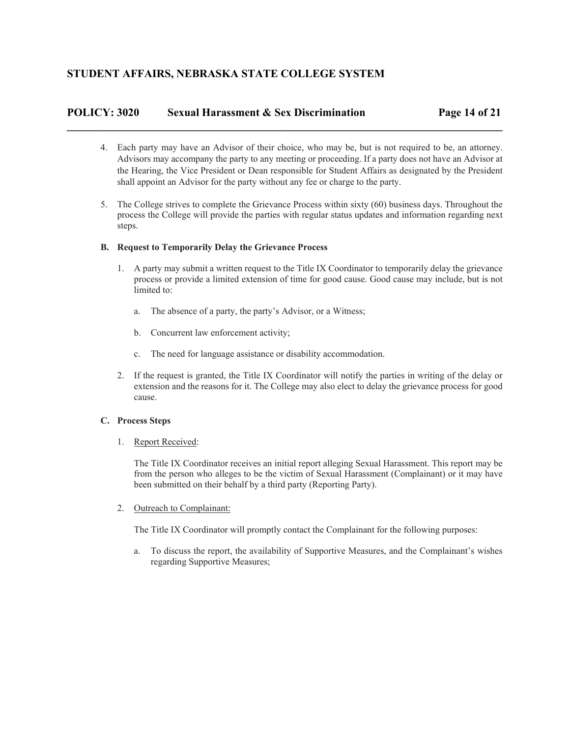4. Each party may have an Advisor of their choice, who may be, but is not required to be, an attorney. Advisors may accompany the party to any meeting or proceeding. If a party does not have an Advisor at the Hearing, the Vice President or Dean responsible for Student Affairs as designated by the President shall appoint an Advisor for the party without any fee or charge to the party.

5. The College strives to complete the Grievance Process within sixty (60) business days. Throughout the process the College will provide the parties with regular status updates and information regarding next steps.

**B. Request to Temporarily Delay the Grievance Process**

1. A party may submit a written request to the Title IX Coordinator to temporarily delay the grievance process or provide a limited extension of time for good cause. Good cause may include, but is not limited to:

   a. The absence of a party, the party's Advisor, or a Witness;

   b. Concurrent law enforcement activity;

   c. The need for language assistance or disability accommodation.

2. If the request is granted, the Title IX Coordinator will notify the parties in writing of the delay or extension and the reasons for it. The College may also elect to delay the grievance process for good cause.

**C. Process Steps**

1. <u>Report Received</u>:

   The Title IX Coordinator receives an initial report alleging Sexual Harassment. This report may be from the person who alleges to be the victim of Sexual Harassment (Complainant) or it may have been submitted on their behalf by a third party (Reporting Party).

2. <u>Outreach to Complainant:</u>

   The Title IX Coordinator will promptly contact the Complainant for the following purposes:

   a. To discuss the report, the availability of Supportive Measures, and the Complainant's wishes regarding Supportive Measures;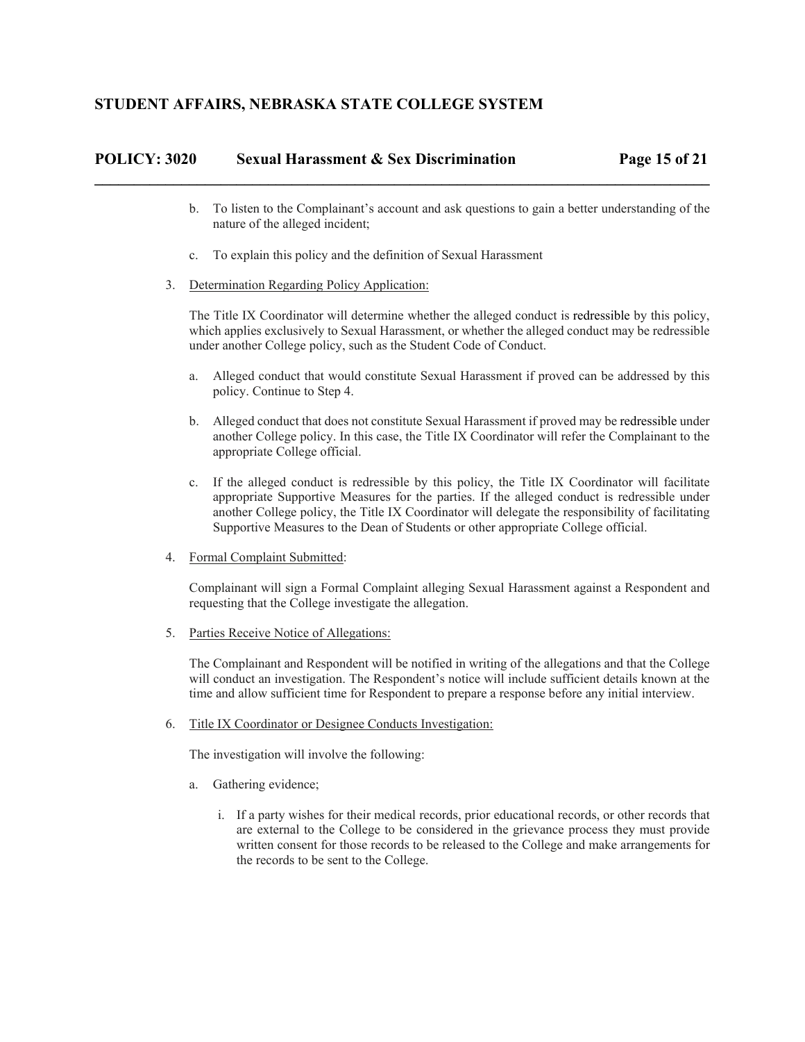b. To listen to the Complainant's account and ask questions to gain a better understanding of the nature of the alleged incident;

   c. To explain this policy and the definition of Sexual Harassment

3. Determination Regarding Policy Application:

   The Title IX Coordinator will determine whether the alleged conduct is redressible by this policy, which applies exclusively to Sexual Harassment, or whether the alleged conduct may be redressible under another College policy, such as the Student Code of Conduct.

   a. Alleged conduct that would constitute Sexual Harassment if proved can be addressed by this policy. Continue to Step 4.

   b. Alleged conduct that does not constitute Sexual Harassment if proved may be redressible under another College policy. In this case, the Title IX Coordinator will refer the Complainant to the appropriate College official.

   c. If the alleged conduct is redressible by this policy, the Title IX Coordinator will facilitate appropriate Supportive Measures for the parties. If the alleged conduct is redressible under another College policy, the Title IX Coordinator will delegate the responsibility of facilitating Supportive Measures to the Dean of Students or other appropriate College official.

4. Formal Complaint Submitted:

   Complainant will sign a Formal Complaint alleging Sexual Harassment against a Respondent and requesting that the College investigate the allegation.

5. Parties Receive Notice of Allegations:

   The Complainant and Respondent will be notified in writing of the allegations and that the College will conduct an investigation. The Respondent's notice will include sufficient details known at the time and allow sufficient time for Respondent to prepare a response before any initial interview.

6. Title IX Coordinator or Designee Conducts Investigation:

   The investigation will involve the following:

   a. Gathering evidence;

      i. If a party wishes for their medical records, prior educational records, or other records that are external to the College to be considered in the grievance process they must provide written consent for those records to be released to the College and make arrangements for the records to be sent to the College.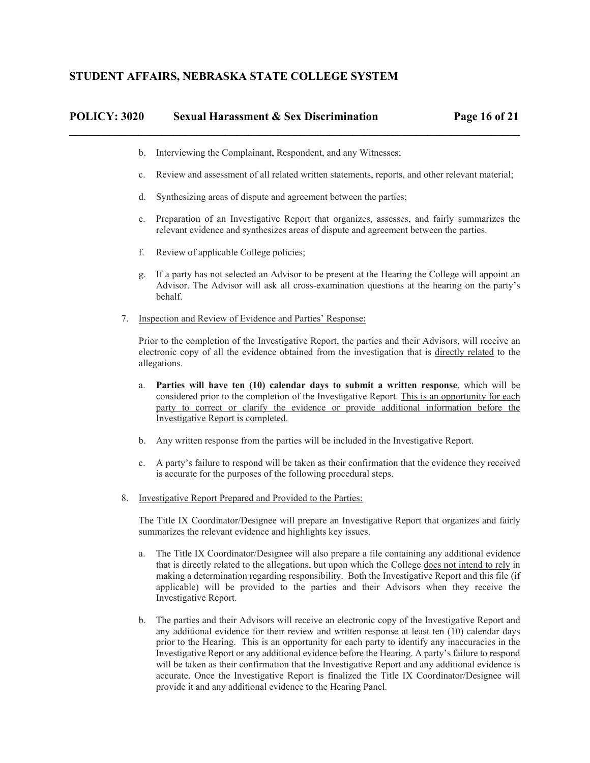b. Interviewing the Complainant, Respondent, and any Witnesses;

c. Review and assessment of all related written statements, reports, and other relevant material;

d. Synthesizing areas of dispute and agreement between the parties;

e. Preparation of an Investigative Report that organizes, assesses, and fairly summarizes the relevant evidence and synthesizes areas of dispute and agreement between the parties.

f. Review of applicable College policies;

g. If a party has not selected an Advisor to be present at the Hearing the College will appoint an Advisor. The Advisor will ask all cross-examination questions at the hearing on the party's behalf.

7. <u>Inspection and Review of Evidence and Parties' Response:</u>

   Prior to the completion of the Investigative Report, the parties and their Advisors, will receive an electronic copy of all the evidence obtained from the investigation that is <u>directly related</u> to the allegations.

   a. **Parties will have ten (10) calendar days to submit a written response**, which will be considered prior to the completion of the Investigative Report. <u>This is an opportunity for each party to correct or clarify the evidence or provide additional information before the Investigative Report is completed.</u>

   b. Any written response from the parties will be included in the Investigative Report.

   c. A party's failure to respond will be taken as their confirmation that the evidence they received is accurate for the purposes of the following procedural steps.

8. <u>Investigative Report Prepared and Provided to the Parties:</u>

   The Title IX Coordinator/Designee will prepare an Investigative Report that organizes and fairly summarizes the relevant evidence and highlights key issues.

   a. The Title IX Coordinator/Designee will also prepare a file containing any additional evidence that is directly related to the allegations, but upon which the College <u>does not intend to rely</u> in making a determination regarding responsibility. Both the Investigative Report and this file (if applicable) will be provided to the parties and their Advisors when they receive the Investigative Report.

   b. The parties and their Advisors will receive an electronic copy of the Investigative Report and any additional evidence for their review and written response at least ten (10) calendar days prior to the Hearing. This is an opportunity for each party to identify any inaccuracies in the Investigative Report or any additional evidence before the Hearing. A party's failure to respond will be taken as their confirmation that the Investigative Report and any additional evidence is accurate. Once the Investigative Report is finalized the Title IX Coordinator/Designee will provide it and any additional evidence to the Hearing Panel.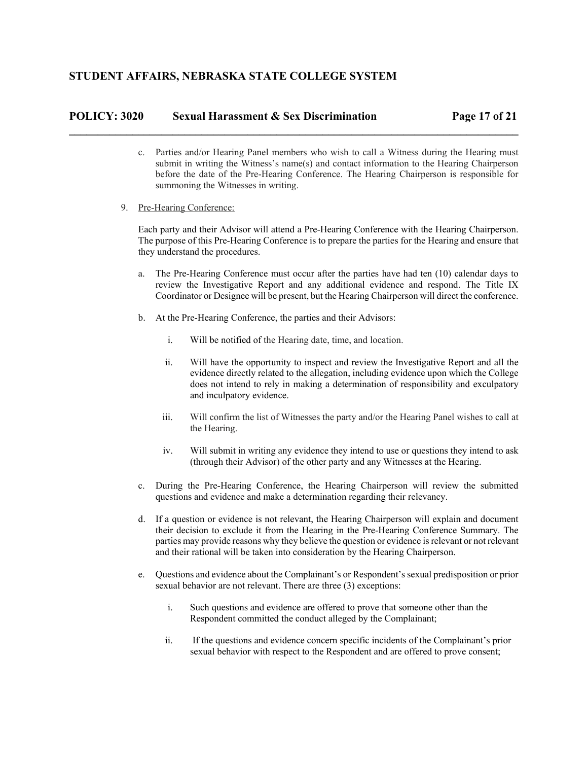c. Parties and/or Hearing Panel members who wish to call a Witness during the Hearing must submit in writing the Witness's name(s) and contact information to the Hearing Chairperson before the date of the Pre-Hearing Conference. The Hearing Chairperson is responsible for summoning the Witnesses in writing.

9. Pre-Hearing Conference:

Each party and their Advisor will attend a Pre-Hearing Conference with the Hearing Chairperson. The purpose of this Pre-Hearing Conference is to prepare the parties for the Hearing and ensure that they understand the procedures.

a. The Pre-Hearing Conference must occur after the parties have had ten (10) calendar days to review the Investigative Report and any additional evidence and respond. The Title IX Coordinator or Designee will be present, but the Hearing Chairperson will direct the conference.

b. At the Pre-Hearing Conference, the parties and their Advisors:

   i. Will be notified of the Hearing date, time, and location.

   ii. Will have the opportunity to inspect and review the Investigative Report and all the evidence directly related to the allegation, including evidence upon which the College does not intend to rely in making a determination of responsibility and exculpatory and inculpatory evidence.

   iii. Will confirm the list of Witnesses the party and/or the Hearing Panel wishes to call at the Hearing.

   iv. Will submit in writing any evidence they intend to use or questions they intend to ask (through their Advisor) of the other party and any Witnesses at the Hearing.

c. During the Pre-Hearing Conference, the Hearing Chairperson will review the submitted questions and evidence and make a determination regarding their relevancy.

d. If a question or evidence is not relevant, the Hearing Chairperson will explain and document their decision to exclude it from the Hearing in the Pre-Hearing Conference Summary. The parties may provide reasons why they believe the question or evidence is relevant or not relevant and their rational will be taken into consideration by the Hearing Chairperson.

e. Questions and evidence about the Complainant's or Respondent's sexual predisposition or prior sexual behavior are not relevant. There are three (3) exceptions:

   i. Such questions and evidence are offered to prove that someone other than the Respondent committed the conduct alleged by the Complainant;

   ii. If the questions and evidence concern specific incidents of the Complainant's prior sexual behavior with respect to the Respondent and are offered to prove consent;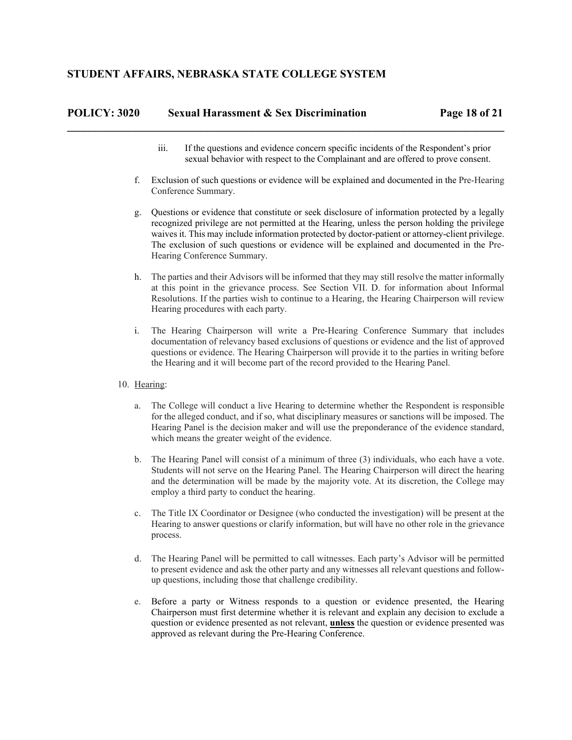iii. If the questions and evidence concern specific incidents of the Respondent's prior sexual behavior with respect to the Complainant and are offered to prove consent.

f. Exclusion of such questions or evidence will be explained and documented in the Pre-Hearing Conference Summary.

g. Questions or evidence that constitute or seek disclosure of information protected by a legally recognized privilege are not permitted at the Hearing, unless the person holding the privilege waives it. This may include information protected by doctor-patient or attorney-client privilege. The exclusion of such questions or evidence will be explained and documented in the Pre-Hearing Conference Summary.

h. The parties and their Advisors will be informed that they may still resolve the matter informally at this point in the grievance process. See Section VII. D. for information about Informal Resolutions. If the parties wish to continue to a Hearing, the Hearing Chairperson will review Hearing procedures with each party.

i. The Hearing Chairperson will write a Pre-Hearing Conference Summary that includes documentation of relevancy based exclusions of questions or evidence and the list of approved questions or evidence. The Hearing Chairperson will provide it to the parties in writing before the Hearing and it will become part of the record provided to the Hearing Panel.

10. Hearing:

a. The College will conduct a live Hearing to determine whether the Respondent is responsible for the alleged conduct, and if so, what disciplinary measures or sanctions will be imposed. The Hearing Panel is the decision maker and will use the preponderance of the evidence standard, which means the greater weight of the evidence.

b. The Hearing Panel will consist of a minimum of three (3) individuals, who each have a vote. Students will not serve on the Hearing Panel. The Hearing Chairperson will direct the hearing and the determination will be made by the majority vote. At its discretion, the College may employ a third party to conduct the hearing.

c. The Title IX Coordinator or Designee (who conducted the investigation) will be present at the Hearing to answer questions or clarify information, but will have no other role in the grievance process.

d. The Hearing Panel will be permitted to call witnesses. Each party's Advisor will be permitted to present evidence and ask the other party and any witnesses all relevant questions and follow-up questions, including those that challenge credibility.

e. Before a party or Witness responds to a question or evidence presented, the Hearing Chairperson must first determine whether it is relevant and explain any decision to exclude a question or evidence presented as not relevant, **unless** the question or evidence presented was approved as relevant during the Pre-Hearing Conference.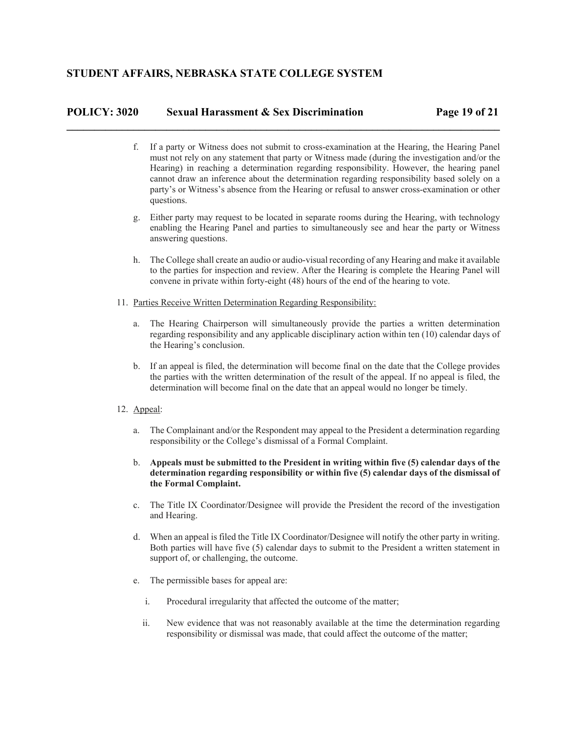f. If a party or Witness does not submit to cross-examination at the Hearing, the Hearing Panel must not rely on any statement that party or Witness made (during the investigation and/or the Hearing) in reaching a determination regarding responsibility. However, the hearing panel cannot draw an inference about the determination regarding responsibility based solely on a party's or Witness's absence from the Hearing or refusal to answer cross-examination or other questions.

g. Either party may request to be located in separate rooms during the Hearing, with technology enabling the Hearing Panel and parties to simultaneously see and hear the party or Witness answering questions.

h. The College shall create an audio or audio-visual recording of any Hearing and make it available to the parties for inspection and review. After the Hearing is complete the Hearing Panel will convene in private within forty-eight (48) hours of the end of the hearing to vote.

11. <u>Parties Receive Written Determination Regarding Responsibility:</u>

   a. The Hearing Chairperson will simultaneously provide the parties a written determination regarding responsibility and any applicable disciplinary action within ten (10) calendar days of the Hearing's conclusion.

   b. If an appeal is filed, the determination will become final on the date that the College provides the parties with the written determination of the result of the appeal. If no appeal is filed, the determination will become final on the date that an appeal would no longer be timely.

12. <u>Appeal</u>:

   a. The Complainant and/or the Respondent may appeal to the President a determination regarding responsibility or the College's dismissal of a Formal Complaint.

   b. **Appeals must be submitted to the President in writing within five (5) calendar days of the determination regarding responsibility or within five (5) calendar days of the dismissal of the Formal Complaint.**

   c. The Title IX Coordinator/Designee will provide the President the record of the investigation and Hearing.

   d. When an appeal is filed the Title IX Coordinator/Designee will notify the other party in writing. Both parties will have five (5) calendar days to submit to the President a written statement in support of, or challenging, the outcome.

   e. The permissible bases for appeal are:

      i. Procedural irregularity that affected the outcome of the matter;

      ii. New evidence that was not reasonably available at the time the determination regarding responsibility or dismissal was made, that could affect the outcome of the matter;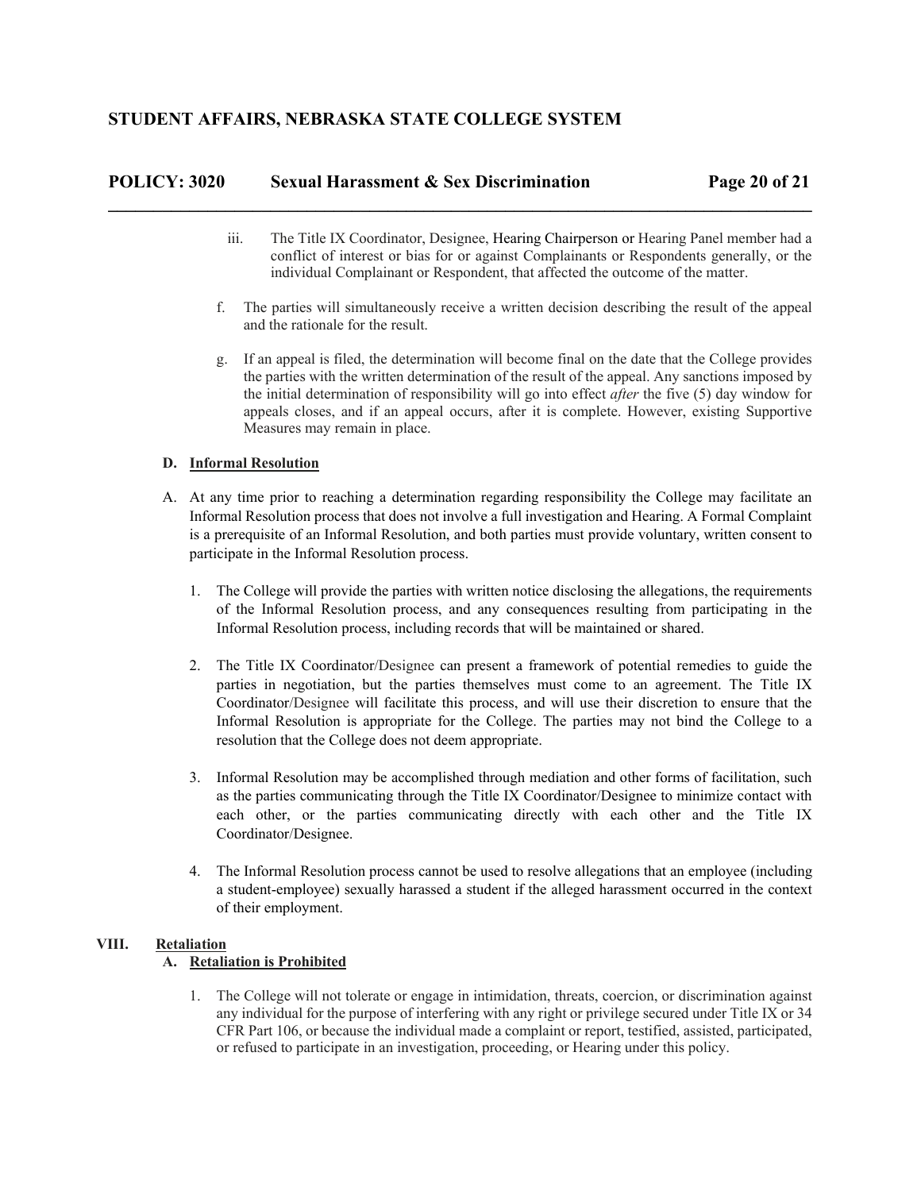iii. The Title IX Coordinator, Designee, Hearing Chairperson or Hearing Panel member had a conflict of interest or bias for or against Complainants or Respondents generally, or the individual Complainant or Respondent, that affected the outcome of the matter.

f. The parties will simultaneously receive a written decision describing the result of the appeal and the rationale for the result.

g. If an appeal is filed, the determination will become final on the date that the College provides the parties with the written determination of the result of the appeal. Any sanctions imposed by the initial determination of responsibility will go into effect *after* the five (5) day window for appeals closes, and if an appeal occurs, after it is complete. However, existing Supportive Measures may remain in place.

**D. Informal Resolution**

A. At any time prior to reaching a determination regarding responsibility the College may facilitate an Informal Resolution process that does not involve a full investigation and Hearing. A Formal Complaint is a prerequisite of an Informal Resolution, and both parties must provide voluntary, written consent to participate in the Informal Resolution process.

1. The College will provide the parties with written notice disclosing the allegations, the requirements of the Informal Resolution process, and any consequences resulting from participating in the Informal Resolution process, including records that will be maintained or shared.

2. The Title IX Coordinator/Designee can present a framework of potential remedies to guide the parties in negotiation, but the parties themselves must come to an agreement. The Title IX Coordinator/Designee will facilitate this process, and will use their discretion to ensure that the Informal Resolution is appropriate for the College. The parties may not bind the College to a resolution that the College does not deem appropriate.

3. Informal Resolution may be accomplished through mediation and other forms of facilitation, such as the parties communicating through the Title IX Coordinator/Designee to minimize contact with each other, or the parties communicating directly with each other and the Title IX Coordinator/Designee.

4. The Informal Resolution process cannot be used to resolve allegations that an employee (including a student-employee) sexually harassed a student if the alleged harassment occurred in the context of their employment.

## VIII. Retaliation

**A. Retaliation is Prohibited**

1. The College will not tolerate or engage in intimidation, threats, coercion, or discrimination against any individual for the purpose of interfering with any right or privilege secured under Title IX or 34 CFR Part 106, or because the individual made a complaint or report, testified, assisted, participated, or refused to participate in an investigation, proceeding, or Hearing under this policy.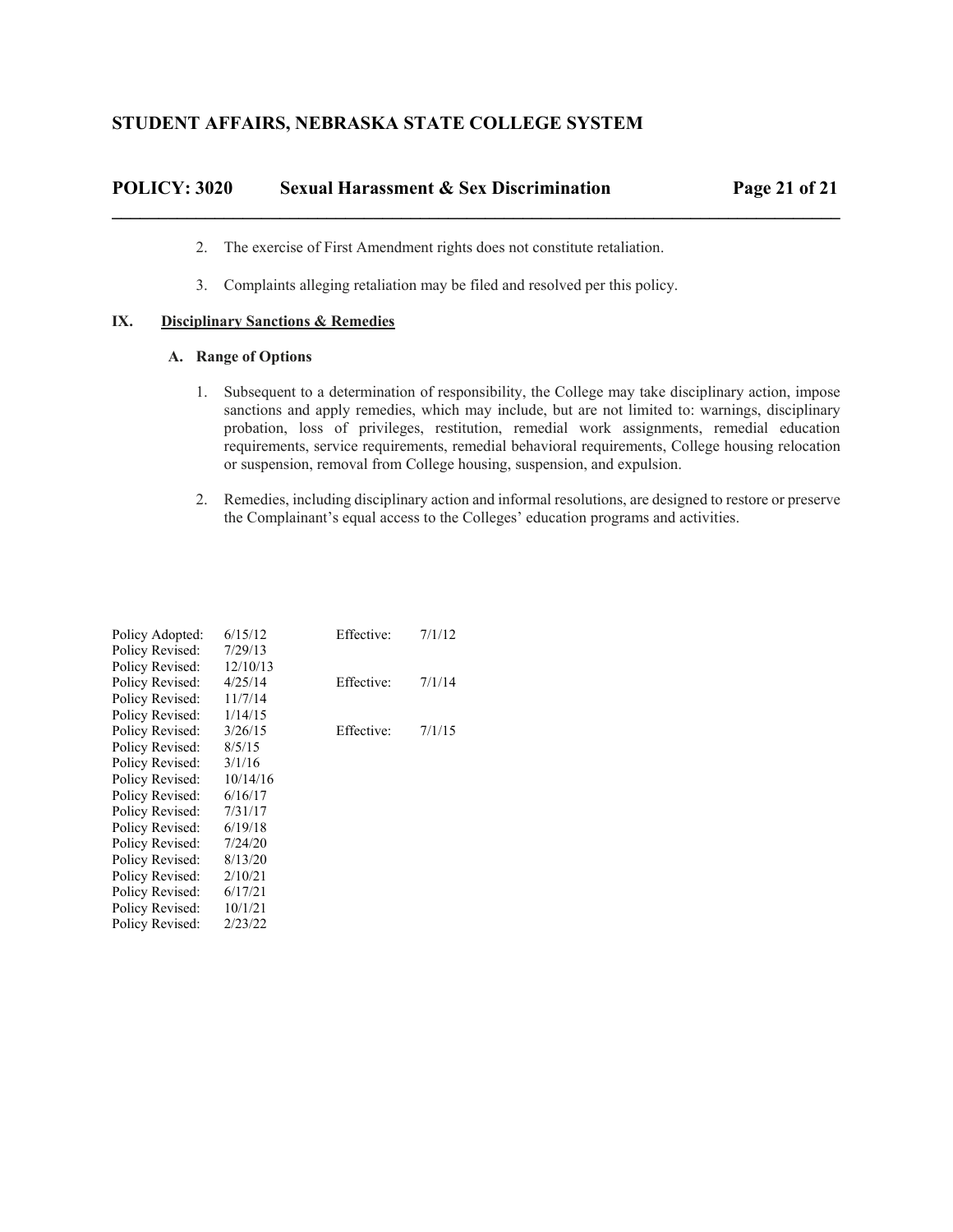2. The exercise of First Amendment rights does not constitute retaliation.

3. Complaints alleging retaliation may be filed and resolved per this policy.

## IX. Disciplinary Sanctions & Remedies

### A. Range of Options

1. Subsequent to a determination of responsibility, the College may take disciplinary action, impose sanctions and apply remedies, which may include, but are not limited to: warnings, disciplinary probation, loss of privileges, restitution, remedial work assignments, remedial education requirements, service requirements, remedial behavioral requirements, College housing relocation or suspension, removal from College housing, suspension, and expulsion.

2. Remedies, including disciplinary action and informal resolutions, are designed to restore or preserve the Complainant's equal access to the Colleges' education programs and activities.

| | | | |
|---|---|---|---|
| Policy Adopted: | 6/15/12 | Effective: | 7/1/12 |
| Policy Revised: | 7/29/13 | | |
| Policy Revised: | 12/10/13 | | |
| Policy Revised: | 4/25/14 | Effective: | 7/1/14 |
| Policy Revised: | 11/7/14 | | |
| Policy Revised: | 1/14/15 | | |
| Policy Revised: | 3/26/15 | Effective: | 7/1/15 |
| Policy Revised: | 8/5/15 | | |
| Policy Revised: | 3/1/16 | | |
| Policy Revised: | 10/14/16 | | |
| Policy Revised: | 6/16/17 | | |
| Policy Revised: | 7/31/17 | | |
| Policy Revised: | 6/19/18 | | |
| Policy Revised: | 7/24/20 | | |
| Policy Revised: | 8/13/20 | | |
| Policy Revised: | 2/10/21 | | |
| Policy Revised: | 6/17/21 | | |
| Policy Revised: | 10/1/21 | | |
| Policy Revised: | 2/23/22 | | |